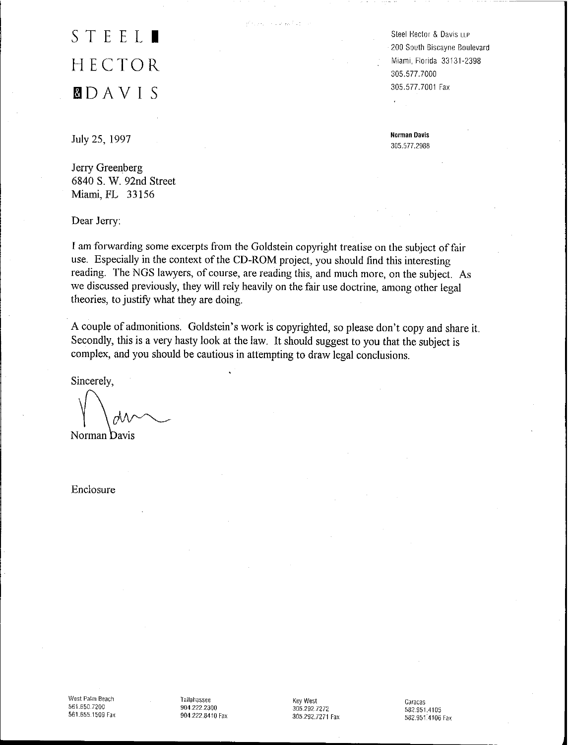STEEL HECTOR & DAVIS

Steel Hector & Davis LLP
200 South Biscayne Boulevard
Miami, Florida 33131-2398
305.577.7000
305.577.7001 Fax

**Norman Davis**
305.577.2988

July 25, 1997

Jerry Greenberg
6840 S. W. 92nd Street
Miami, FL 33156

Dear Jerry:

I am forwarding some excerpts from the Goldstein copyright treatise on the subject of fair use. Especially in the context of the CD-ROM project, you should find this interesting reading. The NGS lawyers, of course, are reading this, and much more, on the subject. As we discussed previously, they will rely heavily on the fair use doctrine, among other legal theories, to justify what they are doing.

A couple of admonitions. Goldstein's work is copyrighted, so please don't copy and share it. Secondly, this is a very hasty look at the law. It should suggest to you that the subject is complex, and you should be cautious in attempting to draw legal conclusions.

Sincerely,

Norman Davis

Enclosure

West Palm Beach
561.650.7200
561.655.1509 Fax

Tallahassee
904.222.2300
904.222.8410 Fax

Key West
305.292.7272
305.292.7271 Fax

Caracas
582.951.4105
582.951.4106 Fax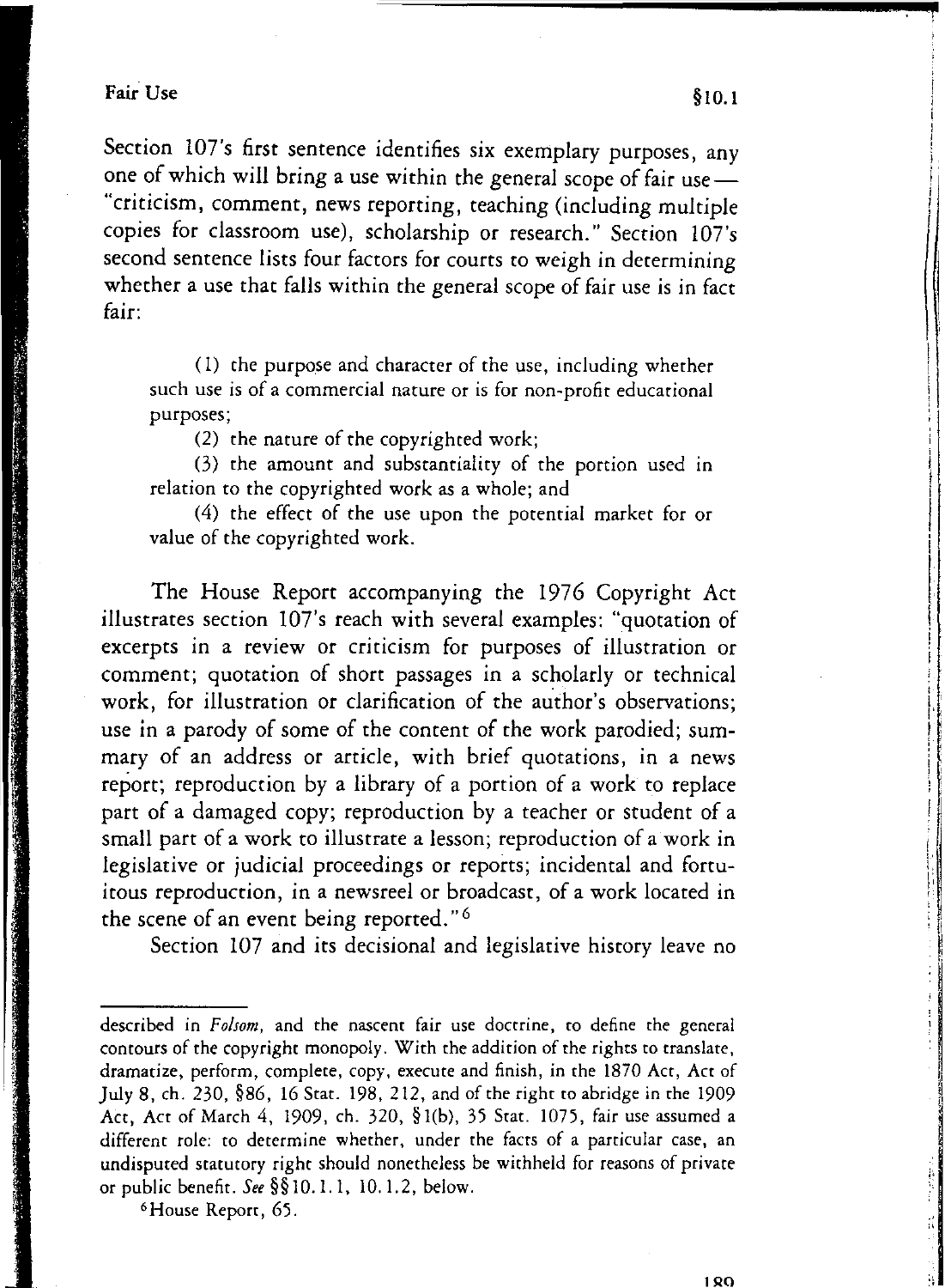Section 107's first sentence identifies six exemplary purposes, any one of which will bring a use within the general scope of fair use — "criticism, comment, news reporting, teaching (including multiple copies for classroom use), scholarship or research." Section 107's second sentence lists four factors for courts to weigh in determining whether a use that falls within the general scope of fair use is in fact fair:

> (1) the purpose and character of the use, including whether such use is of a commercial nature or is for non-profit educational purposes;
>
> (2) the nature of the copyrighted work;
>
> (3) the amount and substantiality of the portion used in relation to the copyrighted work as a whole; and
>
> (4) the effect of the use upon the potential market for or value of the copyrighted work.

The House Report accompanying the 1976 Copyright Act illustrates section 107's reach with several examples: "quotation of excerpts in a review or criticism for purposes of illustration or comment; quotation of short passages in a scholarly or technical work, for illustration or clarification of the author's observations; use in a parody of some of the content of the work parodied; summary of an address or article, with brief quotations, in a news report; reproduction by a library of a portion of a work to replace part of a damaged copy; reproduction by a teacher or student of a small part of a work to illustrate a lesson; reproduction of a work in legislative or judicial proceedings or reports; incidental and fortuitous reproduction, in a newsreel or broadcast, of a work located in the scene of an event being reported."[6]

Section 107 and its decisional and legislative history leave no

---

described in *Folsom*, and the nascent fair use doctrine, to define the general contours of the copyright monopoly. With the addition of the rights to translate, dramatize, perform, complete, copy, execute and finish, in the 1870 Act, Act of July 8, ch. 230, §86, 16 Stat. 198, 212, and of the right to abridge in the 1909 Act, Act of March 4, 1909, ch. 320, §1(b), 35 Stat. 1075, fair use assumed a different role: to determine whether, under the facts of a particular case, an undisputed statutory right should nonetheless be withheld for reasons of private or public benefit. *See* §§10.1.1, 10.1.2, below.

[6] House Report, 65.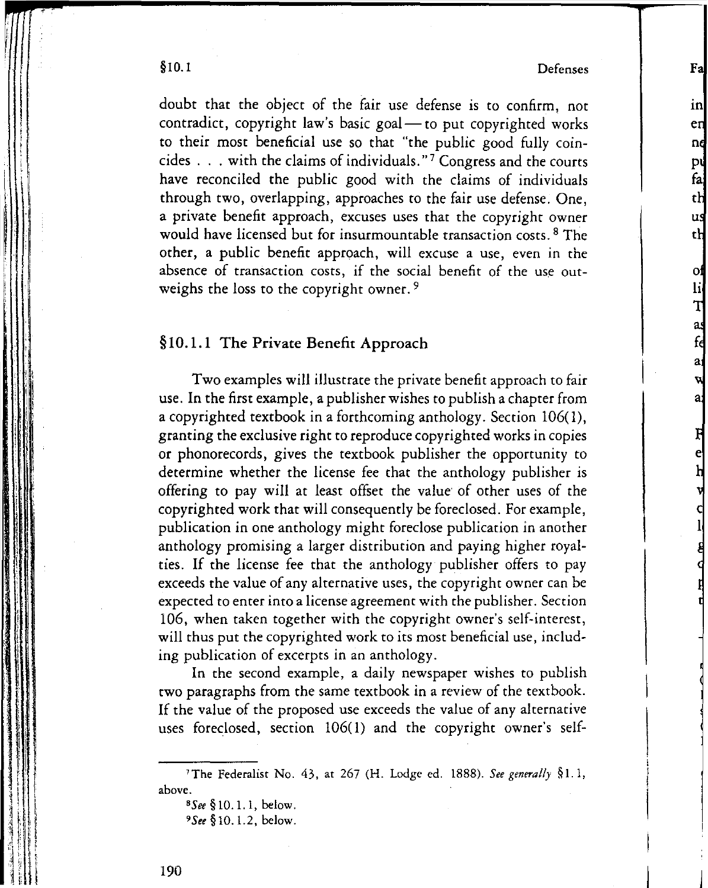doubt that the object of the fair use defense is to confirm, not contradict, copyright law's basic goal — to put copyrighted works to their most beneficial use so that "the public good fully coincides . . . with the claims of individuals."[7] Congress and the courts have reconciled the public good with the claims of individuals through two, overlapping, approaches to the fair use defense. One, a private benefit approach, excuses uses that the copyright owner would have licensed but for insurmountable transaction costs.[8] The other, a public benefit approach, will excuse a use, even in the absence of transaction costs, if the social benefit of the use outweighs the loss to the copyright owner.[9]

## §10.1.1 The Private Benefit Approach

Two examples will illustrate the private benefit approach to fair use. In the first example, a publisher wishes to publish a chapter from a copyrighted textbook in a forthcoming anthology. Section 106(1), granting the exclusive right to reproduce copyrighted works in copies or phonorecords, gives the textbook publisher the opportunity to determine whether the license fee that the anthology publisher is offering to pay will at least offset the value of other uses of the copyrighted work that will consequently be foreclosed. For example, publication in one anthology might foreclose publication in another anthology promising a larger distribution and paying higher royalties. If the license fee that the anthology publisher offers to pay exceeds the value of any alternative uses, the copyright owner can be expected to enter into a license agreement with the publisher. Section 106, when taken together with the copyright owner's self-interest, will thus put the copyrighted work to its most beneficial use, including publication of excerpts in an anthology.

In the second example, a daily newspaper wishes to publish two paragraphs from the same textbook in a review of the textbook. If the value of the proposed use exceeds the value of any alternative uses foreclosed, section 106(1) and the copyright owner's self-

---

[7] The Federalist No. 43, at 267 (H. Lodge ed. 1888). *See generally* §1.1, above.

[8] *See* §10.1.1, below.

[9] *See* §10.1.2, below.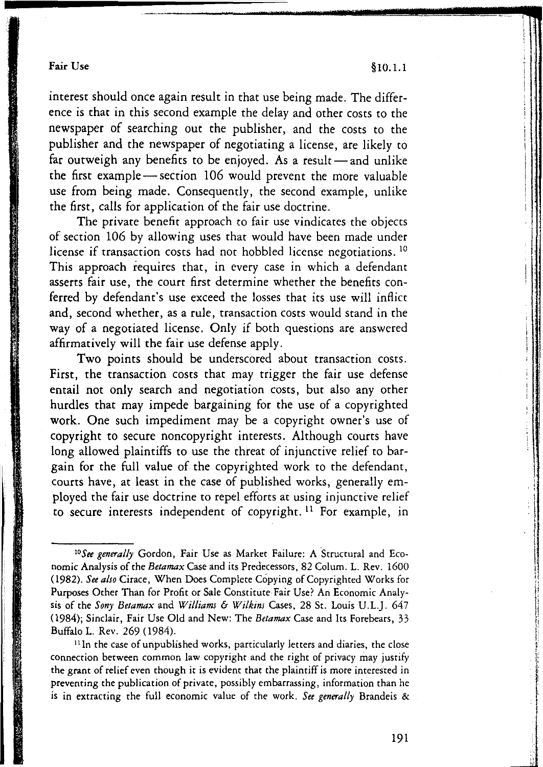interest should once again result in that use being made. The difference is that in this second example the delay and other costs to the newspaper of searching out the publisher, and the costs to the publisher and the newspaper of negotiating a license, are likely to far outweigh any benefits to be enjoyed. As a result — and unlike the first example — section 106 would prevent the more valuable use from being made. Consequently, the second example, unlike the first, calls for application of the fair use doctrine.

The private benefit approach to fair use vindicates the objects of section 106 by allowing uses that would have been made under license if transaction costs had not hobbled license negotiations.[10] This approach requires that, in every case in which a defendant asserts fair use, the court first determine whether the benefits conferred by defendant's use exceed the losses that its use will inflict and, second whether, as a rule, transaction costs would stand in the way of a negotiated license. Only if both questions are answered affirmatively will the fair use defense apply.

Two points should be underscored about transaction costs. First, the transaction costs that may trigger the fair use defense entail not only search and negotiation costs, but also any other hurdles that may impede bargaining for the use of a copyrighted work. One such impediment may be a copyright owner's use of copyright to secure noncopyright interests. Although courts have long allowed plaintiffs to use the threat of injunctive relief to bargain for the full value of the copyrighted work to the defendant, courts have, at least in the case of published works, generally employed the fair use doctrine to repel efforts at using injunctive relief to secure interests independent of copyright.[11] For example, in

---

[10] *See generally* Gordon, Fair Use as Market Failure: A Structural and Economic Analysis of the *Betamax* Case and its Predecessors, 82 Colum. L. Rev. 1600 (1982). *See also* Cirace, When Does Complete Copying of Copyrighted Works for Purposes Other Than for Profit or Sale Constitute Fair Use? An Economic Analysis of the *Sony Betamax* and *Williams & Wilkins* Cases, 28 St. Louis U.L.J. 647 (1984); Sinclair, Fair Use Old and New: The *Betamax* Case and Its Forebears, 33 Buffalo L. Rev. 269 (1984).

[11] In the case of unpublished works, particularly letters and diaries, the close connection between common law copyright and the right of privacy may justify the grant of relief even though it is evident that the plaintiff is more interested in preventing the publication of private, possibly embarrassing, information than he is in extracting the full economic value of the work. *See generally* Brandeis &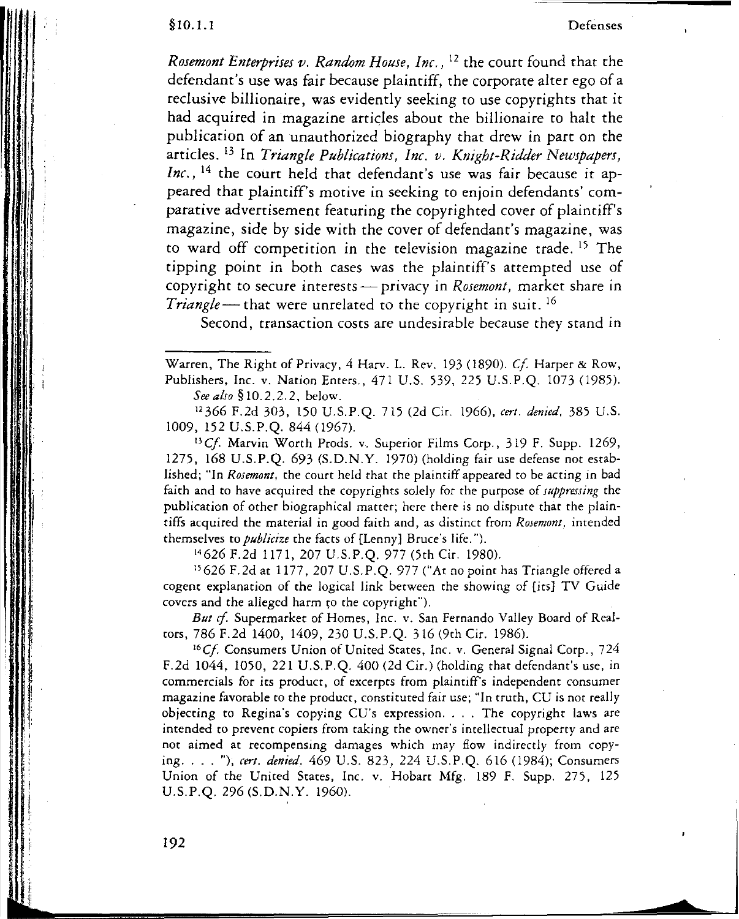*Rosemont Enterprises v. Random House, Inc.*,[12] the court found that the defendant's use was fair because plaintiff, the corporate alter ego of a reclusive billionaire, was evidently seeking to use copyrights that it had acquired in magazine articles about the billionaire to halt the publication of an unauthorized biography that drew in part on the articles.[13] In *Triangle Publications, Inc. v. Knight-Ridder Newspapers, Inc.*,[14] the court held that defendant's use was fair because it appeared that plaintiff's motive in seeking to enjoin defendants' comparative advertisement featuring the copyrighted cover of plaintiff's magazine, side by side with the cover of defendant's magazine, was to ward off competition in the television magazine trade.[15] The tipping point in both cases was the plaintiff's attempted use of copyright to secure interests — privacy in *Rosemont*, market share in *Triangle* — that were unrelated to the copyright in suit.[16]

Second, transaction costs are undesirable because they stand in

---

Warren, The Right of Privacy, 4 Harv. L. Rev. 193 (1890). *Cf.* Harper & Row, Publishers, Inc. v. Nation Enters., 471 U.S. 539, 225 U.S.P.Q. 1073 (1985). *See also* §10.2.2.2, below.

[12] 366 F.2d 303, 150 U.S.P.Q. 715 (2d Cir. 1966), *cert. denied*, 385 U.S. 1009, 152 U.S.P.Q. 844 (1967).

[13] *Cf.* Marvin Worth Prods. v. Superior Films Corp., 319 F. Supp. 1269, 1275, 168 U.S.P.Q. 693 (S.D.N.Y. 1970) (holding fair use defense not established; "In *Rosemont*, the court held that the plaintiff appeared to be acting in bad faith and to have acquired the copyrights solely for the purpose of *suppressing* the publication of other biographical matter; here there is no dispute that the plaintiffs acquired the material in good faith and, as distinct from *Rosemont*, intended themselves to *publicize* the facts of [Lenny] Bruce's life.").

[14] 626 F.2d 1171, 207 U.S.P.Q. 977 (5th Cir. 1980).

[15] 626 F.2d at 1177, 207 U.S.P.Q. 977 ("At no point has Triangle offered a cogent explanation of the logical link between the showing of [its] TV Guide covers and the alleged harm to the copyright").

*But cf.* Supermarket of Homes, Inc. v. San Fernando Valley Board of Realtors, 786 F.2d 1400, 1409, 230 U.S.P.Q. 316 (9th Cir. 1986).

[16] *Cf.* Consumers Union of United States, Inc. v. General Signal Corp., 724 F.2d 1044, 1050, 221 U.S.P.Q. 400 (2d Cir.) (holding that defendant's use, in commercials for its product, of excerpts from plaintiff's independent consumer magazine favorable to the product, constituted fair use; "In truth, CU is not really objecting to Regina's copying CU's expression. . . . The copyright laws are intended to prevent copiers from taking the owner's intellectual property and are not aimed at recompensing damages which may flow indirectly from copying. . . . "), *cert. denied*, 469 U.S. 823, 224 U.S.P.Q. 616 (1984); Consumers Union of the United States, Inc. v. Hobart Mfg. 189 F. Supp. 275, 125 U.S.P.Q. 296 (S.D.N.Y. 1960).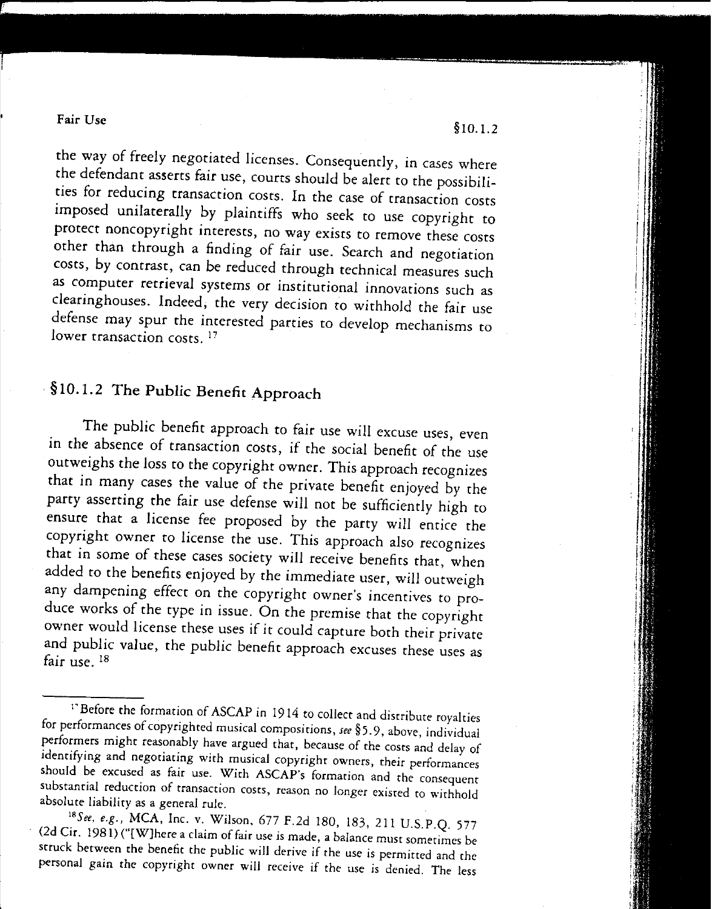the way of freely negotiated licenses. Consequently, in cases where the defendant asserts fair use, courts should be alert to the possibilities for reducing transaction costs. In the case of transaction costs imposed unilaterally by plaintiffs who seek to use copyright to protect noncopyright interests, no way exists to remove these costs other than through a finding of fair use. Search and negotiation costs, by contrast, can be reduced through technical measures such as computer retrieval systems or institutional innovations such as clearinghouses. Indeed, the very decision to withhold the fair use defense may spur the interested parties to develop mechanisms to lower transaction costs.[17]

## §10.1.2 The Public Benefit Approach

The public benefit approach to fair use will excuse uses, even in the absence of transaction costs, if the social benefit of the use outweighs the loss to the copyright owner. This approach recognizes that in many cases the value of the private benefit enjoyed by the party asserting the fair use defense will not be sufficiently high to ensure that a license fee proposed by the party will entice the copyright owner to license the use. This approach also recognizes that in some of these cases society will receive benefits that, when added to the benefits enjoyed by the immediate user, will outweigh any dampening effect on the copyright owner's incentives to produce works of the type in issue. On the premise that the copyright owner would license these uses if it could capture both their private and public value, the public benefit approach excuses these uses as fair use.[18]

---

[17] Before the formation of ASCAP in 1914 to collect and distribute royalties for performances of copyrighted musical compositions, *see* §5.9, above, individual performers might reasonably have argued that, because of the costs and delay of identifying and negotiating with musical copyright owners, their performances should be excused as fair use. With ASCAP's formation and the consequent substantial reduction of transaction costs, reason no longer existed to withhold absolute liability as a general rule.

[18] *See, e.g.*, MCA, Inc. v. Wilson, 677 F.2d 180, 183, 211 U.S.P.Q. 577 (2d Cir. 1981) ("[W]here a claim of fair use is made, a balance must sometimes be struck between the benefit the public will derive if the use is permitted and the personal gain the copyright owner will receive if the use is denied. The less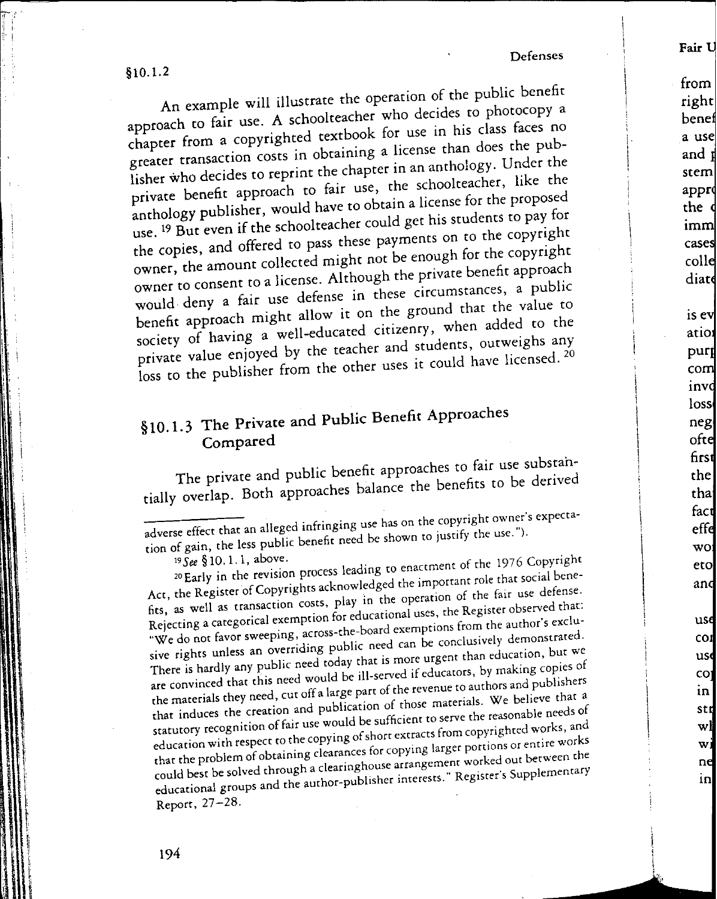An example will illustrate the operation of the public benefit approach to fair use. A schoolteacher who decides to photocopy a chapter from a copyrighted textbook for use in his class faces no greater transaction costs in obtaining a license than does the publisher who decides to reprint the chapter in an anthology. Under the private benefit approach to fair use, the schoolteacher, like the anthology publisher, would have to obtain a license for the proposed use.[19] But even if the schoolteacher could get his students to pay for the copies, and offered to pass these payments on to the copyright owner, the amount collected might not be enough for the copyright owner to consent to a license. Although the private benefit approach would deny a fair use defense in these circumstances, a public benefit approach might allow it on the ground that the value to society of having a well-educated citizenry, when added to the private value enjoyed by the teacher and students, outweighs any loss to the publisher from the other uses it could have licensed.[20]

### §10.1.3 The Private and Public Benefit Approaches Compared

The private and public benefit approaches to fair use substantially overlap. Both approaches balance the benefits to be derived

---

adverse effect that an alleged infringing use has on the copyright owner's expectation of gain, the less public benefit need be shown to justify the use.").

[19] *See* §10.1.1, above.

[20] Early in the revision process leading to enactment of the 1976 Copyright Act, the Register of Copyrights acknowledged the important role that social benefits, as well as transaction costs, play in the operation of the fair use defense. Rejecting a categorical exemption for educational uses, the Register observed that: "We do not favor sweeping, across-the-board exemptions from the author's exclusive rights unless an overriding public need can be conclusively demonstrated. There is hardly any public need today that is more urgent than education, but we are convinced that this need would be ill-served if educators, by making copies of the materials they need, cut off a large part of the revenue to authors and publishers that induces the creation and publication of those materials. We believe that a statutory recognition of fair use would be sufficient to serve the reasonable needs of education with respect to the copying of short extracts from copyrighted works, and that the problem of obtaining clearances for copying larger portions or entire works could best be solved through a clearinghouse arrangement worked out between the educational groups and the author-publisher interests." Register's Supplementary Report, 27–28.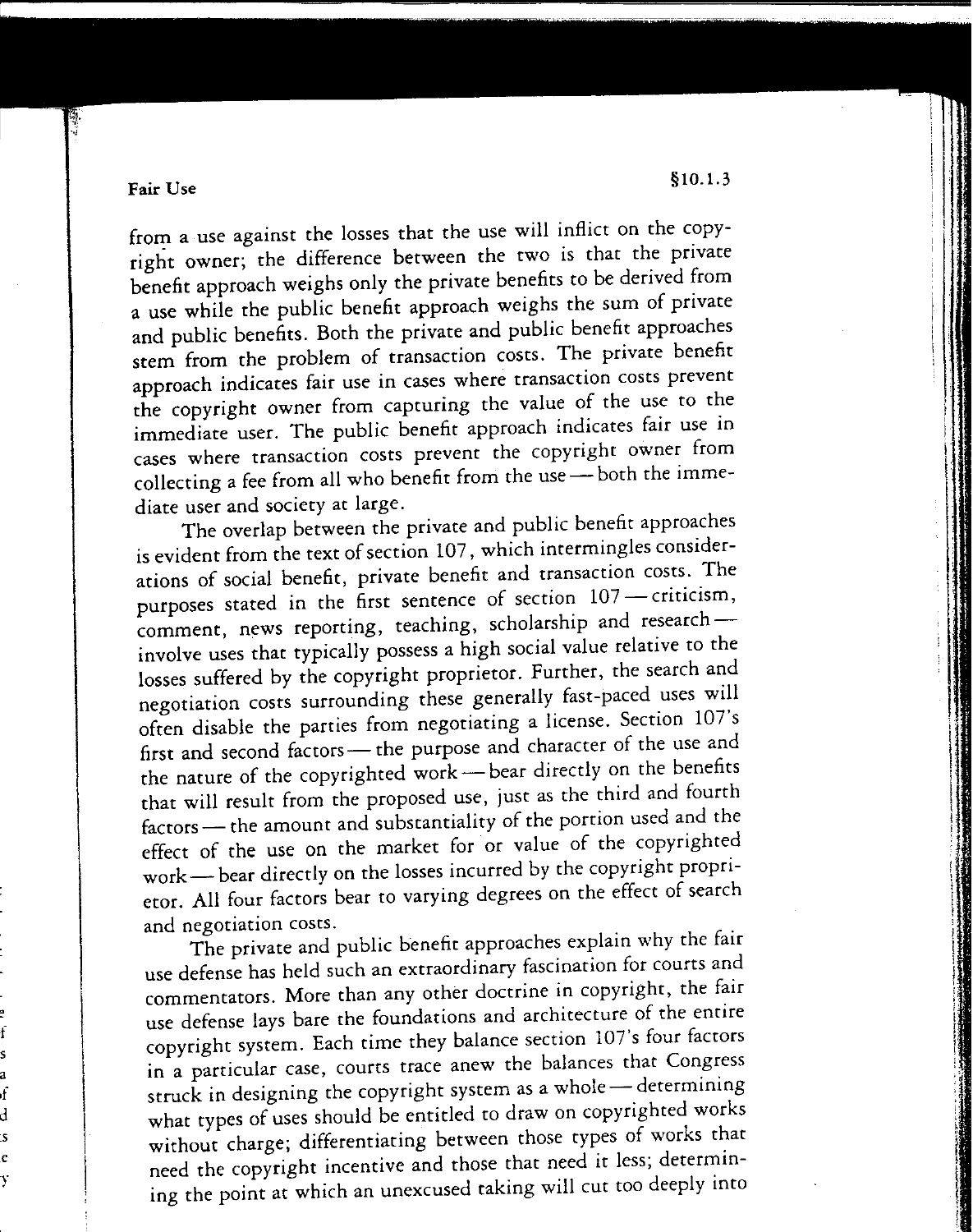from a use against the losses that the use will inflict on the copyright owner; the difference between the two is that the private benefit approach weighs only the private benefits to be derived from a use while the public benefit approach weighs the sum of private and public benefits. Both the private and public benefit approaches stem from the problem of transaction costs. The private benefit approach indicates fair use in cases where transaction costs prevent the copyright owner from capturing the value of the use to the immediate user. The public benefit approach indicates fair use in cases where transaction costs prevent the copyright owner from collecting a fee from all who benefit from the use — both the immediate user and society at large.

The overlap between the private and public benefit approaches is evident from the text of section 107, which intermingles considerations of social benefit, private benefit and transaction costs. The purposes stated in the first sentence of section 107 — criticism, comment, news reporting, teaching, scholarship and research — involve uses that typically possess a high social value relative to the losses suffered by the copyright proprietor. Further, the search and negotiation costs surrounding these generally fast-paced uses will often disable the parties from negotiating a license. Section 107's first and second factors — the purpose and character of the use and the nature of the copyrighted work — bear directly on the benefits that will result from the proposed use, just as the third and fourth factors — the amount and substantiality of the portion used and the effect of the use on the market for or value of the copyrighted work — bear directly on the losses incurred by the copyright proprietor. All four factors bear to varying degrees on the effect of search and negotiation costs.

The private and public benefit approaches explain why the fair use defense has held such an extraordinary fascination for courts and commentators. More than any other doctrine in copyright, the fair use defense lays bare the foundations and architecture of the entire copyright system. Each time they balance section 107's four factors in a particular case, courts trace anew the balances that Congress struck in designing the copyright system as a whole — determining what types of uses should be entitled to draw on copyrighted works without charge; differentiating between those types of works that need the copyright incentive and those that need it less; determining the point at which an unexcused taking will cut too deeply into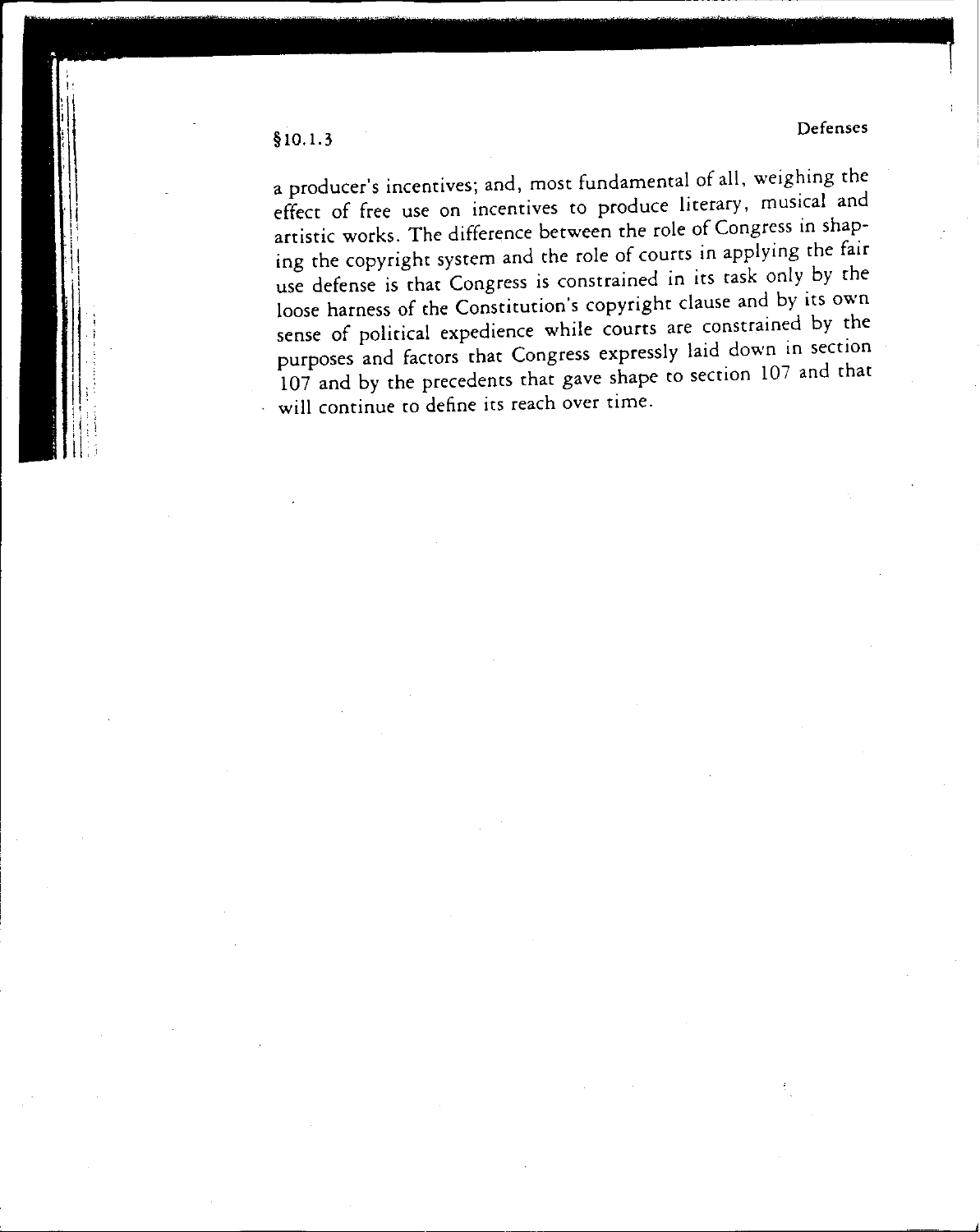a producer's incentives; and, most fundamental of all, weighing the effect of free use on incentives to produce literary, musical and artistic works. The difference between the role of Congress in shaping the copyright system and the role of courts in applying the fair use defense is that Congress is constrained in its task only by the loose harness of the Constitution's copyright clause and by its own sense of political expedience while courts are constrained by the purposes and factors that Congress expressly laid down in section 107 and by the precedents that gave shape to section 107 and that will continue to define its reach over time.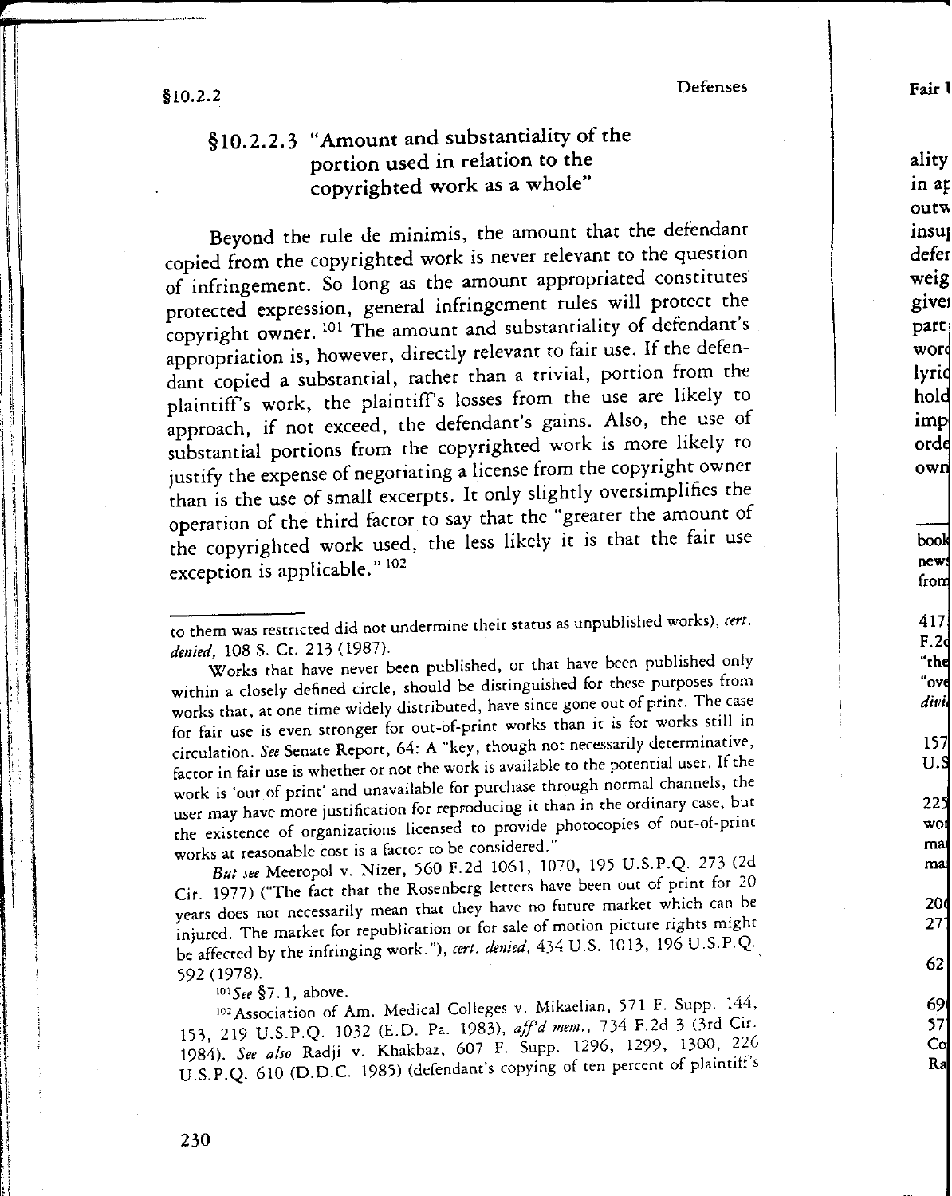### §10.2.2.3 "Amount and substantiality of the portion used in relation to the copyrighted work as a whole"

Beyond the rule de minimis, the amount that the defendant copied from the copyrighted work is never relevant to the question of infringement. So long as the amount appropriated constitutes protected expression, general infringement rules will protect the copyright owner.[101] The amount and substantiality of defendant's appropriation is, however, directly relevant to fair use. If the defendant copied a substantial, rather than a trivial, portion from the plaintiff's work, the plaintiff's losses from the use are likely to approach, if not exceed, the defendant's gains. Also, the use of substantial portions from the copyrighted work is more likely to justify the expense of negotiating a license from the copyright owner than is the use of small excerpts. It only slightly oversimplifies the operation of the third factor to say that the "greater the amount of the copyrighted work used, the less likely it is that the fair use exception is applicable."[102]

---

to them was restricted did not undermine their status as unpublished works), *cert. denied,* 108 S. Ct. 213 (1987).

Works that have never been published, or that have been published only within a closely defined circle, should be distinguished for these purposes from works that, at one time widely distributed, have since gone out of print. The case for fair use is even stronger for out-of-print works than it is for works still in circulation. *See* Senate Report, 64: A "key, though not necessarily determinative, factor in fair use is whether or not the work is available to the potential user. If the work is 'out of print' and unavailable for purchase through normal channels, the user may have more justification for reproducing it than in the ordinary case, but the existence of organizations licensed to provide photocopies of out-of-print works at reasonable cost is a factor to be considered."

*But see* Meeropol v. Nizer, 560 F.2d 1061, 1070, 195 U.S.P.Q. 273 (2d Cir. 1977) ("The fact that the Rosenberg letters have been out of print for 20 years does not necessarily mean that they have no future market which can be injured. The market for republication or for sale of motion picture rights might be affected by the infringing work."), *cert. denied,* 434 U.S. 1013, 196 U.S.P.Q. 592 (1978).

[101] *See* §7.1, above.

[102] Association of Am. Medical Colleges v. Mikaelian, 571 F. Supp. 144, 153, 219 U.S.P.Q. 1032 (E.D. Pa. 1983), *aff'd mem.,* 734 F.2d 3 (3rd Cir. 1984). *See also* Radji v. Khakbaz, 607 F. Supp. 1296, 1299, 1300, 226 U.S.P.Q. 610 (D.D.C. 1985) (defendant's copying of ten percent of plaintiff's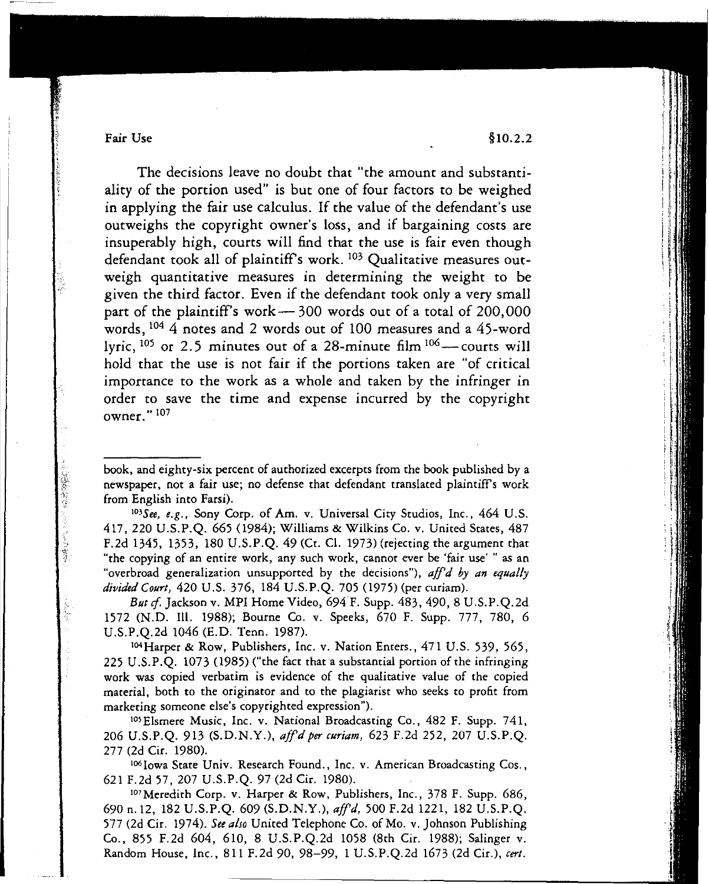The decisions leave no doubt that "the amount and substantiality of the portion used" is but one of four factors to be weighed in applying the fair use calculus. If the value of the defendant's use outweighs the copyright owner's loss, and if bargaining costs are insuperably high, courts will find that the use is fair even though defendant took all of plaintiff's work.[103] Qualitative measures outweigh quantitative measures in determining the weight to be given the third factor. Even if the defendant took only a very small part of the plaintiff's work — 300 words out of a total of 200,000 words,[104] 4 notes and 2 words out of 100 measures and a 45-word lyric,[105] or 2.5 minutes out of a 28-minute film[106] — courts will hold that the use is not fair if the portions taken are "of critical importance to the work as a whole and taken by the infringer in order to save the time and expense incurred by the copyright owner."[107]

---

book, and eighty-six percent of authorized excerpts from the book published by a newspaper, not a fair use; no defense that defendant translated plaintiff's work from English into Farsi).

[103] *See, e.g.*, Sony Corp. of Am. v. Universal City Studios, Inc., 464 U.S. 417, 220 U.S.P.Q. 665 (1984); Williams & Wilkins Co. v. United States, 487 F.2d 1345, 1353, 180 U.S.P.Q. 49 (Ct. Cl. 1973) (rejecting the argument that "the copying of an entire work, any such work, cannot ever be 'fair use' " as an "overbroad generalization unsupported by the decisions"), *aff'd by an equally divided Court*, 420 U.S. 376, 184 U.S.P.Q. 705 (1975) (per curiam).

*But cf.* Jackson v. MPI Home Video, 694 F. Supp. 483, 490, 8 U.S.P.Q.2d 1572 (N.D. Ill. 1988); Bourne Co. v. Speeks, 670 F. Supp. 777, 780, 6 U.S.P.Q.2d 1046 (E.D. Tenn. 1987).

[104] Harper & Row, Publishers, Inc. v. Nation Enters., 471 U.S. 539, 565, 225 U.S.P.Q. 1073 (1985) ("the fact that a substantial portion of the infringing work was copied verbatim is evidence of the qualitative value of the copied material, both to the originator and to the plagiarist who seeks to profit from marketing someone else's copyrighted expression").

[105] Elsmere Music, Inc. v. National Broadcasting Co., 482 F. Supp. 741, 206 U.S.P.Q. 913 (S.D.N.Y.), *aff'd per curiam*, 623 F.2d 252, 207 U.S.P.Q. 277 (2d Cir. 1980).

[106] Iowa State Univ. Research Found., Inc. v. American Broadcasting Cos., 621 F.2d 57, 207 U.S.P.Q. 97 (2d Cir. 1980).

[107] Meredith Corp. v. Harper & Row, Publishers, Inc., 378 F. Supp. 686, 690 n.12, 182 U.S.P.Q. 609 (S.D.N.Y.), *aff'd*, 500 F.2d 1221, 182 U.S.P.Q. 577 (2d Cir. 1974). *See also* United Telephone Co. of Mo. v. Johnson Publishing Co., 855 F.2d 604, 610, 8 U.S.P.Q.2d 1058 (8th Cir. 1988); Salinger v. Random House, Inc., 811 F.2d 90, 98–99, 1 U.S.P.Q.2d 1673 (2d Cir.), *cert.*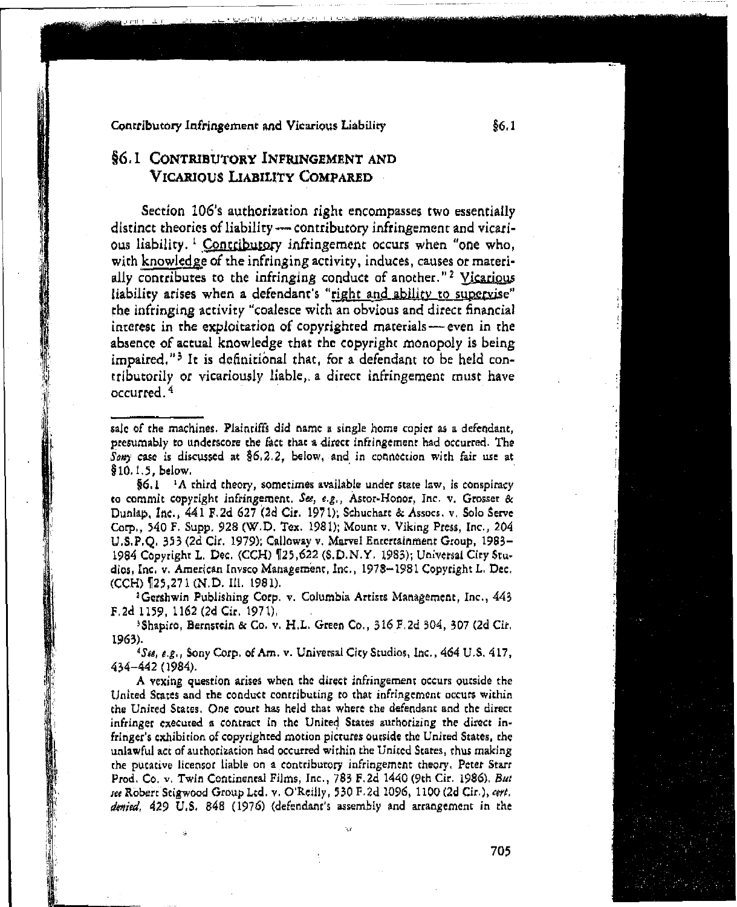## §6.1 CONTRIBUTORY INFRINGEMENT AND VICARIOUS LIABILITY COMPARED

Section 106's authorization right encompasses two essentially distinct theories of liability — contributory infringement and vicarious liability.[1] Contributory infringement occurs when "one who, with knowledge of the infringing activity, induces, causes or materially contributes to the infringing conduct of another."[2] Vicarious liability arises when a defendant's "right and ability to supervise" the infringing activity "coalesce with an obvious and direct financial interest in the exploitation of copyrighted materials — even in the absence of actual knowledge that the copyright monopoly is being impaired."[3] It is definitional that, for a defendant to be held contributorily or vicariously liable, a direct infringement must have occurred.[4]

---

sale of the machines. Plaintiffs did name a single home copier as a defendant, presumably to underscore the fact that a direct infringement had occurred. The *Sony* case is discussed at §6.2.2, below, and in connection with fair use at §10.1.5, below.

§6.1 [1]A third theory, sometimes available under state law, is conspiracy to commit copyright infringement. *See, e.g.*, Astor-Honor, Inc. v. Grosset & Dunlap, Inc., 441 F.2d 627 (2d Cir. 1971); Schuchart & Assocs. v. Solo Serve Corp., 540 F. Supp. 928 (W.D. Tex. 1981); Mount v. Viking Press, Inc., 204 U.S.P.Q. 353 (2d Cir. 1979); Calloway v. Marvel Entertainment Group, 1983–1984 Copyright L. Dec. (CCH) ¶25,622 (S.D.N.Y. 1983); Universal City Studios, Inc. v. American Invsco Management, Inc., 1978–1981 Copyright L. Dec. (CCH) ¶25,271 (N.D. Ill. 1981).

[2]Gershwin Publishing Corp. v. Columbia Artists Management, Inc., 443 F.2d 1159, 1162 (2d Cir. 1971).

[3]Shapiro, Bernstein & Co. v. H.L. Green Co., 316 F.2d 304, 307 (2d Cir. 1963).

[4]*See, e.g.*, Sony Corp. of Am. v. Universal City Studios, Inc., 464 U.S. 417, 434–442 (1984).

A vexing question arises when the direct infringement occurs outside the United States and the conduct contributing to that infringement occurs within the United States. One court has held that where the defendant and the direct infringer executed a contract in the United States authorizing the direct infringer's exhibition of copyrighted motion pictures outside the United States, the unlawful act of authorization had occurred within the United States, thus making the putative licensor liable on a contributory infringement theory. Peter Starr Prod. Co. v. Twin Continental Films, Inc., 783 F.2d 1440 (9th Cir. 1986). *But see* Robert Stigwood Group Ltd. v. O'Reilly, 530 F.2d 1096, 1100 (2d Cir.), *cert. denied*, 429 U.S. 848 (1976) (defendant's assembly and arrangement in the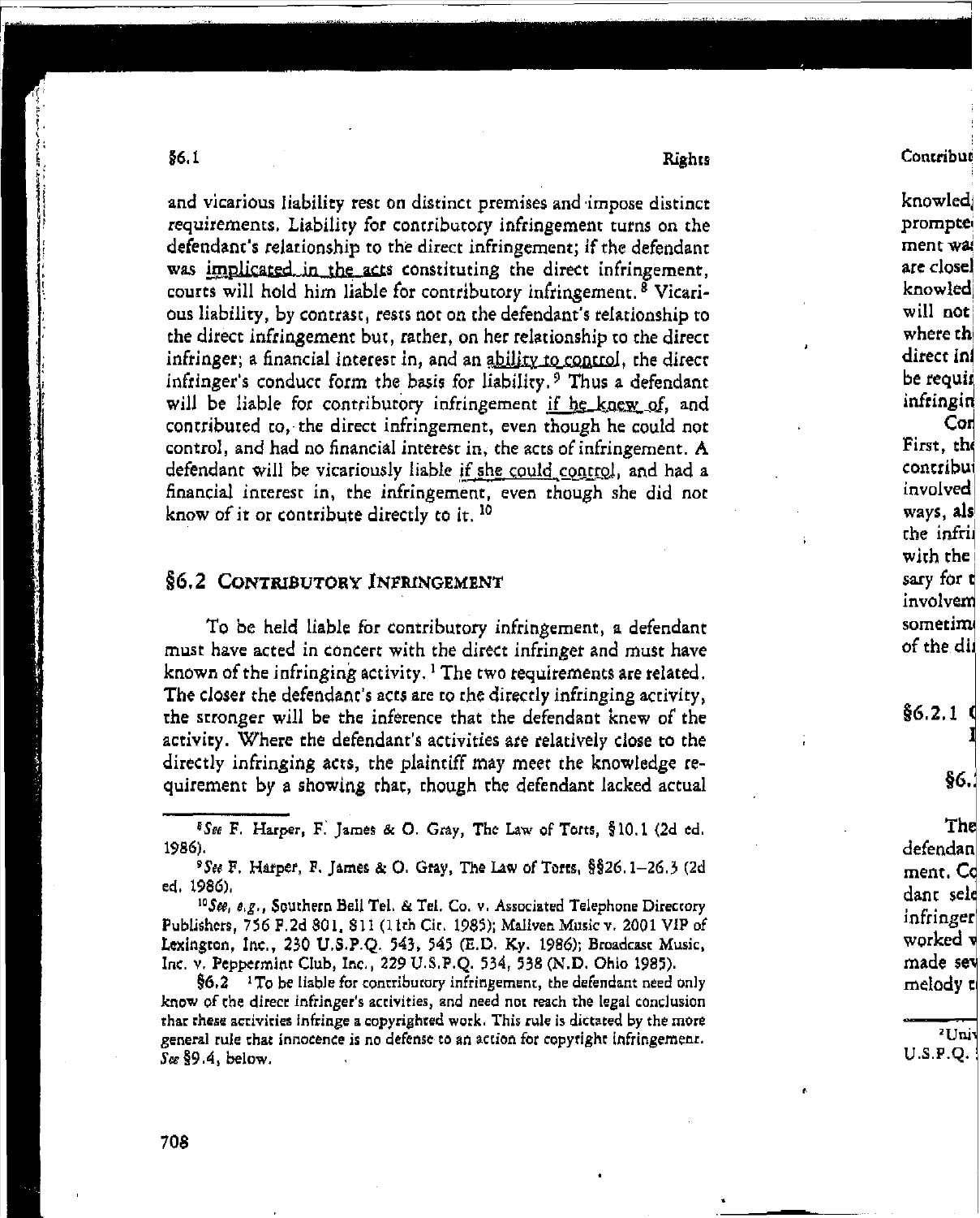and vicarious liability rest on distinct premises and impose distinct requirements. Liability for contributory infringement turns on the defendant's relationship to the direct infringement; if the defendant was implicated in the acts constituting the direct infringement, courts will hold him liable for contributory infringement.[8] Vicarious liability, by contrast, rests not on the defendant's relationship to the direct infringement but, rather, on her relationship to the direct infringer; a financial interest in, and an ability to control, the direct infringer's conduct form the basis for liability.[9] Thus a defendant will be liable for contributory infringement if he knew of, and contributed to, the direct infringement, even though he could not control, and had no financial interest in, the acts of infringement. A defendant will be vicariously liable if she could control, and had a financial interest in, the infringement, even though she did not know of it or contribute directly to it.[10]

## §6.2 Contributory Infringement

To be held liable for contributory infringement, a defendant must have acted in concert with the direct infringer and must have known of the infringing activity.[1] The two requirements are related. The closer the defendant's acts are to the directly infringing activity, the stronger will be the inference that the defendant knew of the activity. Where the defendant's activities are relatively close to the directly infringing acts, the plaintiff may meet the knowledge requirement by a showing that, though the defendant lacked actual

---

[8] *See* F. Harper, F. James & O. Gray, The Law of Torts, §10.1 (2d ed. 1986).

[9] *See* F. Harper, F. James & O. Gray, The Law of Torts, §§26.1–26.3 (2d ed. 1986).

[10] *See, e.g.*, Southern Bell Tel. & Tel. Co. v. Associated Telephone Directory Publishers, 756 F.2d 801, 811 (11th Cir. 1985); Maliven Music v. 2001 VIP of Lexington, Inc., 230 U.S.P.Q. 543, 545 (E.D. Ky. 1986); Broadcast Music, Inc. v. Peppermint Club, Inc., 229 U.S.P.Q. 534, 538 (N.D. Ohio 1985).

§6.2 [1] To be liable for contributory infringement, the defendant need only know of the direct infringer's activities, and need not reach the legal conclusion that these activities infringe a copyrighted work. This rule is dictated by the more general rule that innocence is no defense to an action for copyright infringement. *See* §9.4, below.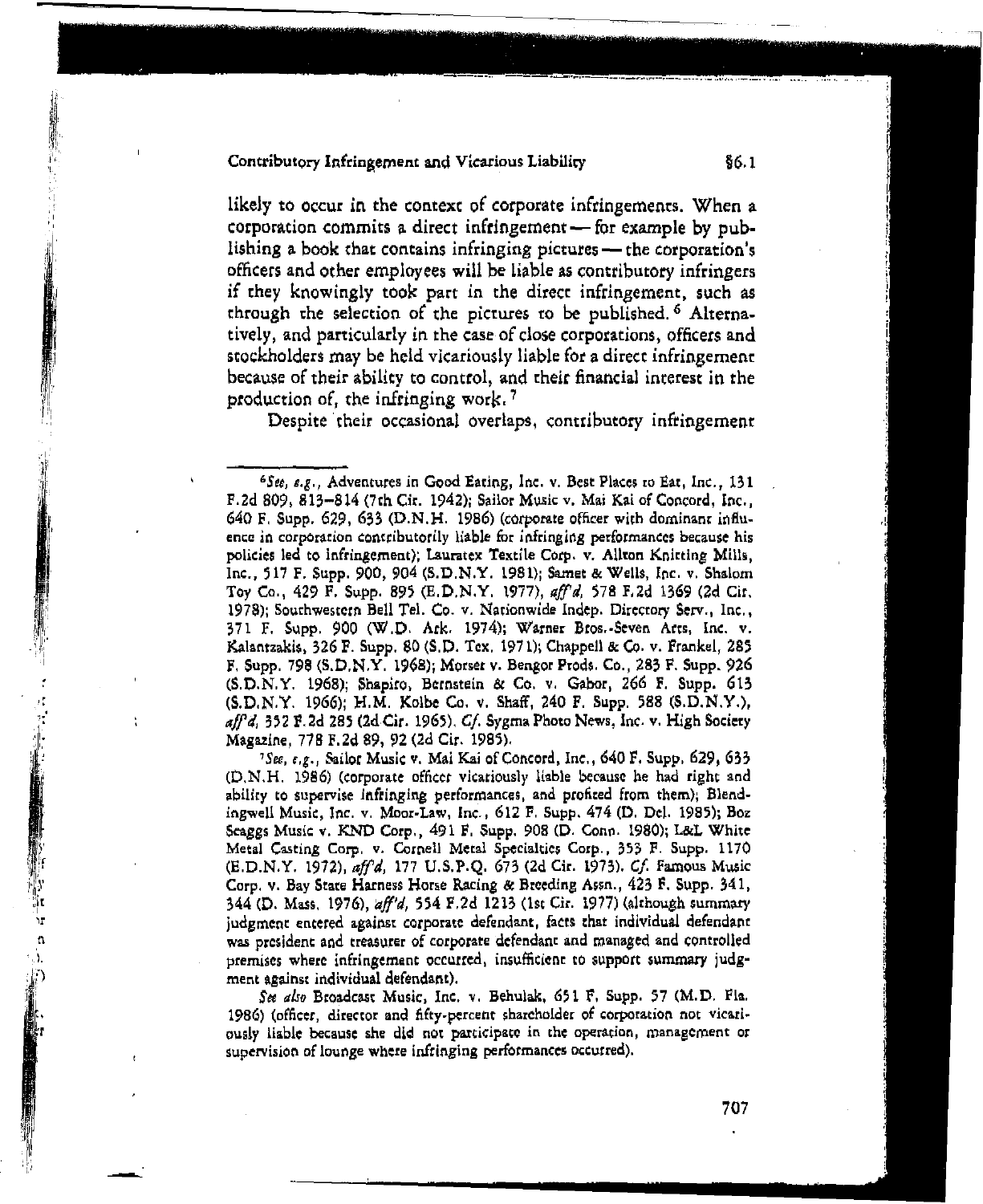likely to occur in the context of corporate infringements. When a corporation commits a direct infringement — for example by publishing a book that contains infringing pictures — the corporation's officers and other employees will be liable as contributory infringers if they knowingly took part in the direct infringement, such as through the selection of the pictures to be published.[6] Alternatively, and particularly in the case of close corporations, officers and stockholders may be held vicariously liable for a direct infringement because of their ability to control, and their financial interest in the production of, the infringing work.[7]

Despite their occasional overlaps, contributory infringement

---

[6] *See, e.g.*, Adventures in Good Eating, Inc. v. Best Places to Eat, Inc., 131 F.2d 809, 813–814 (7th Cir. 1942); Sailor Music v. Mai Kai of Concord, Inc., 640 F. Supp. 629, 633 (D.N.H. 1986) (corporate officer with dominant influence in corporation contributorily liable for infringing performances because his policies led to infringement); Lauratex Textile Corp. v. Allton Knitting Mills, Inc., 517 F. Supp. 900, 904 (S.D.N.Y. 1981); Samet & Wells, Inc. v. Shalom Toy Co., 429 F. Supp. 895 (E.D.N.Y. 1977), *aff'd*, 578 F.2d 1369 (2d Cir. 1978); Southwestern Bell Tel. Co. v. Nationwide Indep. Directory Serv., Inc., 371 F. Supp. 900 (W.D. Ark. 1974); Warner Bros.-Seven Arts, Inc. v. Kalantzakis, 326 F. Supp. 80 (S.D. Tex. 1971); Chappell & Co. v. Frankel, 285 F. Supp. 798 (S.D.N.Y. 1968); Morser v. Bengor Prods. Co., 283 F. Supp. 926 (S.D.N.Y. 1968); Shapiro, Bernstein & Co. v. Gabor, 266 F. Supp. 613 (S.D.N.Y. 1966); H.M. Kolbe Co. v. Shaff, 240 F. Supp. 588 (S.D.N.Y.), *aff'd*, 352 F.2d 285 (2d Cir. 1965). *Cf.* Sygma Photo News, Inc. v. High Society Magazine, 778 F.2d 89, 92 (2d Cir. 1985).

[7] *See, e.g.*, Sailor Music v. Mai Kai of Concord, Inc., 640 F. Supp. 629, 633 (D.N.H. 1986) (corporate officer vicariously liable because he had right and ability to supervise infringing performances, and profited from them); Blendingwell Music, Inc. v. Moor-Law, Inc., 612 F. Supp. 474 (D. Del. 1985); Boz Scaggs Music v. KND Corp., 491 F. Supp. 908 (D. Conn. 1980); L&L White Metal Casting Corp. v. Cornell Metal Specialties Corp., 353 F. Supp. 1170 (E.D.N.Y. 1972), *aff'd*, 177 U.S.P.Q. 673 (2d Cir. 1973). *Cf.* Famous Music Corp. v. Bay State Harness Horse Racing & Breeding Assn., 423 F. Supp. 341, 344 (D. Mass. 1976), *aff'd*, 554 F.2d 1213 (1st Cir. 1977) (although summary judgment entered against corporate defendant, facts that individual defendant was president and treasurer of corporate defendant and managed and controlled premises where infringement occurred, insufficient to support summary judgment against individual defendant).

*See also* Broadcast Music, Inc. v. Behulak, 651 F. Supp. 57 (M.D. Fla. 1986) (officer, director and fifty-percent shareholder of corporation not vicariously liable because she did not participate in the operation, management or supervision of lounge where infringing performances occurred).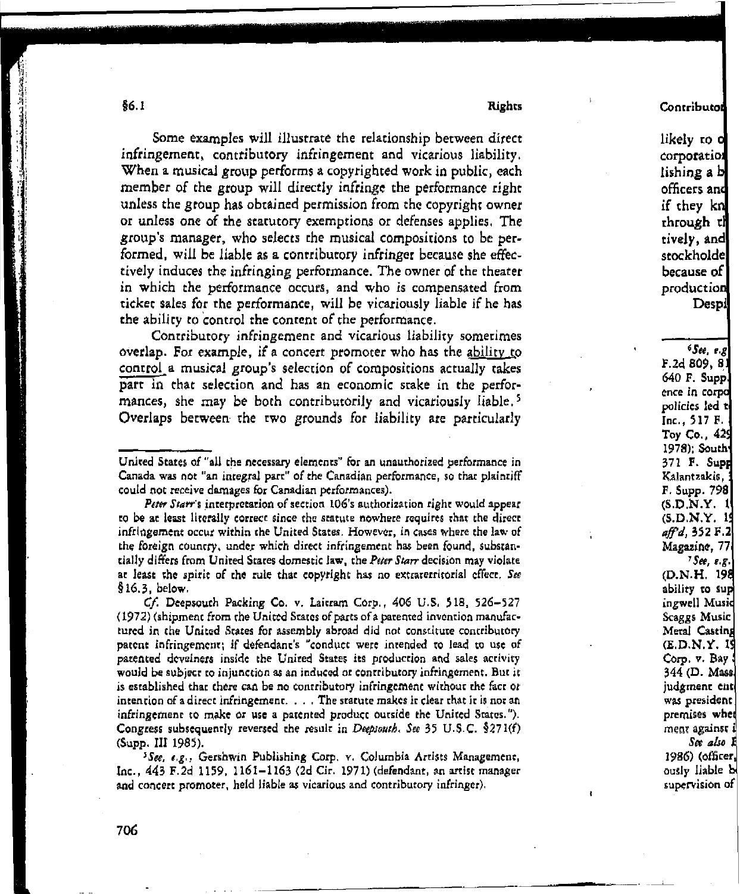Some examples will illustrate the relationship between direct infringement, contributory infringement and vicarious liability. When a musical group performs a copyrighted work in public, each member of the group will directly infringe the performance right unless the group has obtained permission from the copyright owner or unless one of the statutory exemptions or defenses applies. The group's manager, who selects the musical compositions to be performed, will be liable as a contributory infringer because she effectively induces the infringing performance. The owner of the theater in which the performance occurs, and who is compensated from ticket sales for the performance, will be vicariously liable if he has the ability to control the content of the performance.

Contributory infringement and vicarious liability sometimes overlap. For example, if a concert promoter who has the ability to control a musical group's selection of compositions actually takes part in that selection and has an economic stake in the performances, she may be both contributorily and vicariously liable.[5] Overlaps between the two grounds for liability are particularly

---

United States of "all the necessary elements" for an unauthorized performance in Canada was not "an integral part" of the Canadian performance, so that plaintiff could not receive damages for Canadian performances).

*Peter Starr*'s interpretation of section 106's authorization right would appear to be at least literally correct since the statute nowhere requires that the direct infringement occur within the United States. However, in cases where the law of the foreign country, under which direct infringement has been found, substantially differs from United States domestic law, the *Peter Starr* decision may violate at least the spirit of the rule that copyright has no extraterritorial effect. *See* §16.3, below.

*Cf.* Deepsouth Packing Co. v. Laitram Corp., 406 U.S. 518, 526–527 (1972) (shipment from the United States of parts of a patented invention manufactured in the United States for assembly abroad did not constitute contributory patent infringement; if defendant's "conduct were intended to lead to use of patented deveiners inside the United States its production and sales activity would be subject to injunction as an induced or contributory infringement. But it is established that there can be no contributory infringement without the fact or intention of a direct infringement. . . . The statute makes it clear that it is not an infringement to make or use a patented product outside the United States."). Congress subsequently reversed the result in *Deepsouth*. *See* 35 U.S.C. §271(f) (Supp. III 1985).

[5] *See, e.g.*, Gershwin Publishing Corp. v. Columbia Artists Management, Inc., 443 F.2d 1159, 1161–1163 (2d Cir. 1971) (defendant, an artist manager and concert promoter, held liable as vicarious and contributory infringer).